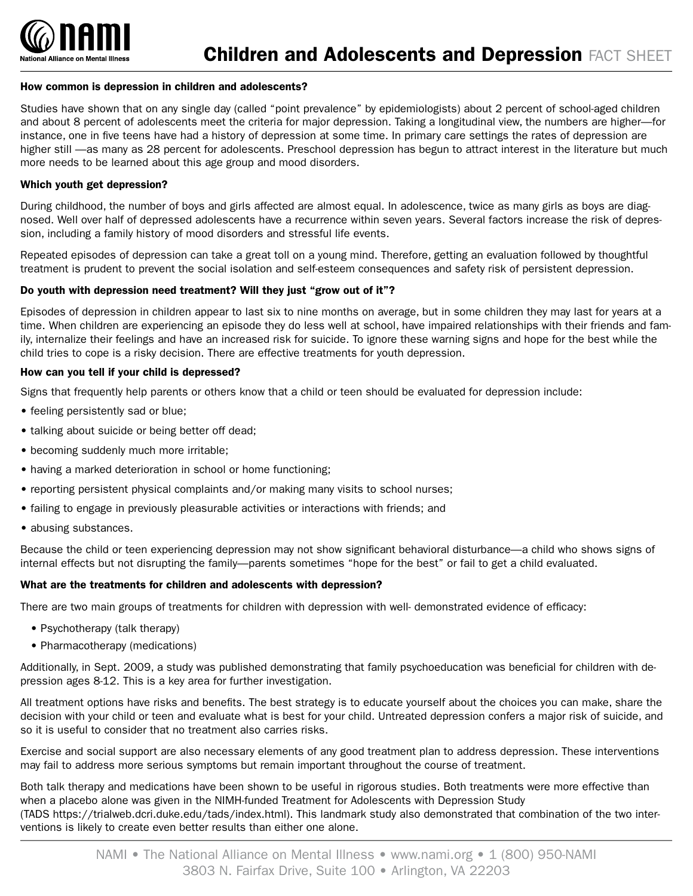# Children and Adolescents and Depression FACT SHEET

**How common is depression in children and adolescents?**

Studies have shown that on any single day (called "point prevalence" by epidemiologists) about 2 percent of school-aged children and about 8 percent of adolescents meet the criteria for major depression. Taking a longitudinal view, the numbers are higher—for instance, one in five teens have had a history of depression at some time. In primary care settings the rates of depression are higher still —as many as 28 percent for adolescents. Preschool depression has begun to attract interest in the literature but much more needs to be learned about this age group and mood disorders.

**Which youth get depression?**

During childhood, the number of boys and girls affected are almost equal. In adolescence, twice as many girls as boys are diagnosed. Well over half of depressed adolescents have a recurrence within seven years. Several factors increase the risk of depression, including a family history of mood disorders and stressful life events.

Repeated episodes of depression can take a great toll on a young mind. Therefore, getting an evaluation followed by thoughtful treatment is prudent to prevent the social isolation and self-esteem consequences and safety risk of persistent depression.

**Do youth with depression need treatment? Will they just "grow out of it"?**

Episodes of depression in children appear to last six to nine months on average, but in some children they may last for years at a time. When children are experiencing an episode they do less well at school, have impaired relationships with their friends and family, internalize their feelings and have an increased risk for suicide. To ignore these warning signs and hope for the best while the child tries to cope is a risky decision. There are effective treatments for youth depression.

**How can you tell if your child is depressed?**

Signs that frequently help parents or others know that a child or teen should be evaluated for depression include:

- feeling persistently sad or blue;
- talking about suicide or being better off dead;
- becoming suddenly much more irritable;
- having a marked deterioration in school or home functioning;
- reporting persistent physical complaints and/or making many visits to school nurses;
- failing to engage in previously pleasurable activities or interactions with friends; and
- abusing substances.

Because the child or teen experiencing depression may not show significant behavioral disturbance—a child who shows signs of internal effects but not disrupting the family—parents sometimes "hope for the best" or fail to get a child evaluated.

**What are the treatments for children and adolescents with depression?**

There are two main groups of treatments for children with depression with well- demonstrated evidence of efficacy:

- Psychotherapy (talk therapy)
- Pharmacotherapy (medications)

Additionally, in Sept. 2009, a study was published demonstrating that family psychoeducation was beneficial for children with depression ages 8-12. This is a key area for further investigation.

All treatment options have risks and benefits. The best strategy is to educate yourself about the choices you can make, share the decision with your child or teen and evaluate what is best for your child. Untreated depression confers a major risk of suicide, and so it is useful to consider that no treatment also carries risks.

Exercise and social support are also necessary elements of any good treatment plan to address depression. These interventions may fail to address more serious symptoms but remain important throughout the course of treatment.

Both talk therapy and medications have been shown to be useful in rigorous studies. Both treatments were more effective than when a placebo alone was given in the NIMH-funded Treatment for Adolescents with Depression Study (TADS https://trialweb.dcri.duke.edu/tads/index.html). This landmark study also demonstrated that combination of the two interventions is likely to create even better results than either one alone.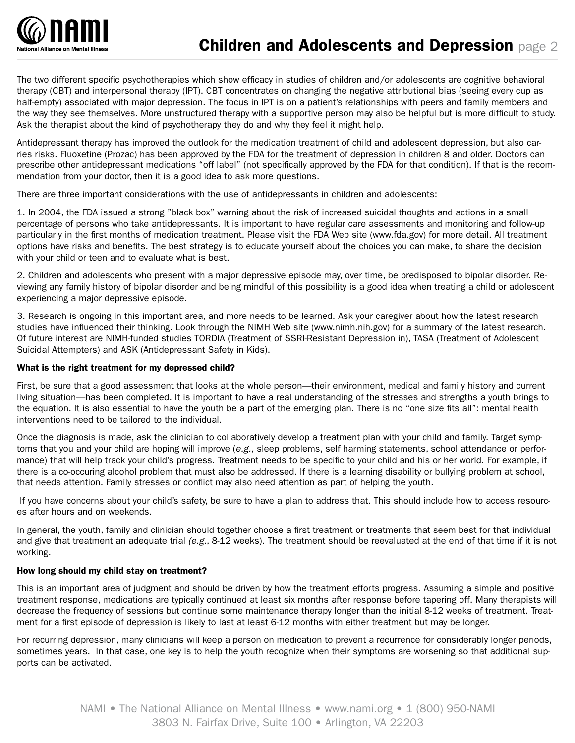The two different specific psychotherapies which show efficacy in studies of children and/or adolescents are cognitive behavioral therapy (CBT) and interpersonal therapy (IPT). CBT concentrates on changing the negative attributional bias (seeing every cup as half-empty) associated with major depression. The focus in IPT is on a patient's relationships with peers and family members and the way they see themselves. More unstructured therapy with a supportive person may also be helpful but is more difficult to study. Ask the therapist about the kind of psychotherapy they do and why they feel it might help.

Antidepressant therapy has improved the outlook for the medication treatment of child and adolescent depression, but also carries risks. Fluoxetine (Prozac) has been approved by the FDA for the treatment of depression in children 8 and older. Doctors can prescribe other antidepressant medications "off label" (not specifically approved by the FDA for that condition). If that is the recommendation from your doctor, then it is a good idea to ask more questions.

There are three important considerations with the use of antidepressants in children and adolescents:

1. In 2004, the FDA issued a strong "black box" warning about the risk of increased suicidal thoughts and actions in a small percentage of persons who take antidepressants. It is important to have regular care assessments and monitoring and follow-up particularly in the first months of medication treatment. Please visit the FDA Web site (www.fda.gov) for more detail. All treatment options have risks and benefits. The best strategy is to educate yourself about the choices you can make, to share the decision with your child or teen and to evaluate what is best.

2. Children and adolescents who present with a major depressive episode may, over time, be predisposed to bipolar disorder. Reviewing any family history of bipolar disorder and being mindful of this possibility is a good idea when treating a child or adolescent experiencing a major depressive episode.

3. Research is ongoing in this important area, and more needs to be learned. Ask your caregiver about how the latest research studies have influenced their thinking. Look through the NIMH Web site (www.nimh.nih.gov) for a summary of the latest research. Of future interest are NIMH-funded studies TORDIA (Treatment of SSRI-Resistant Depression in), TASA (Treatment of Adolescent Suicidal Attempters) and ASK (Antidepressant Safety in Kids).

**What is the right treatment for my depressed child?**

First, be sure that a good assessment that looks at the whole person—their environment, medical and family history and current living situation—has been completed. It is important to have a real understanding of the stresses and strengths a youth brings to the equation. It is also essential to have the youth be a part of the emerging plan. There is no "one size fits all": mental health interventions need to be tailored to the individual.

Once the diagnosis is made, ask the clinician to collaboratively develop a treatment plan with your child and family. Target symptoms that you and your child are hoping will improve (*e.g.,* sleep problems, self harming statements, school attendance or performance) that will help track your child's progress. Treatment needs to be specific to your child and his or her world. For example, if there is a co-occuring alcohol problem that must also be addressed. If there is a learning disability or bullying problem at school, that needs attention. Family stresses or conflict may also need attention as part of helping the youth.

If you have concerns about your child's safety, be sure to have a plan to address that. This should include how to access resources after hours and on weekends.

In general, the youth, family and clinician should together choose a first treatment or treatments that seem best for that individual and give that treatment an adequate trial *(e.g.*, 8-12 weeks). The treatment should be reevaluated at the end of that time if it is not working.

**How long should my child stay on treatment?**

This is an important area of judgment and should be driven by how the treatment efforts progress. Assuming a simple and positive treatment response, medications are typically continued at least six months after response before tapering off. Many therapists will decrease the frequency of sessions but continue some maintenance therapy longer than the initial 8-12 weeks of treatment. Treatment for a first episode of depression is likely to last at least 6-12 months with either treatment but may be longer.

For recurring depression, many clinicians will keep a person on medication to prevent a recurrence for considerably longer periods, sometimes years. In that case, one key is to help the youth recognize when their symptoms are worsening so that additional supports can be activated.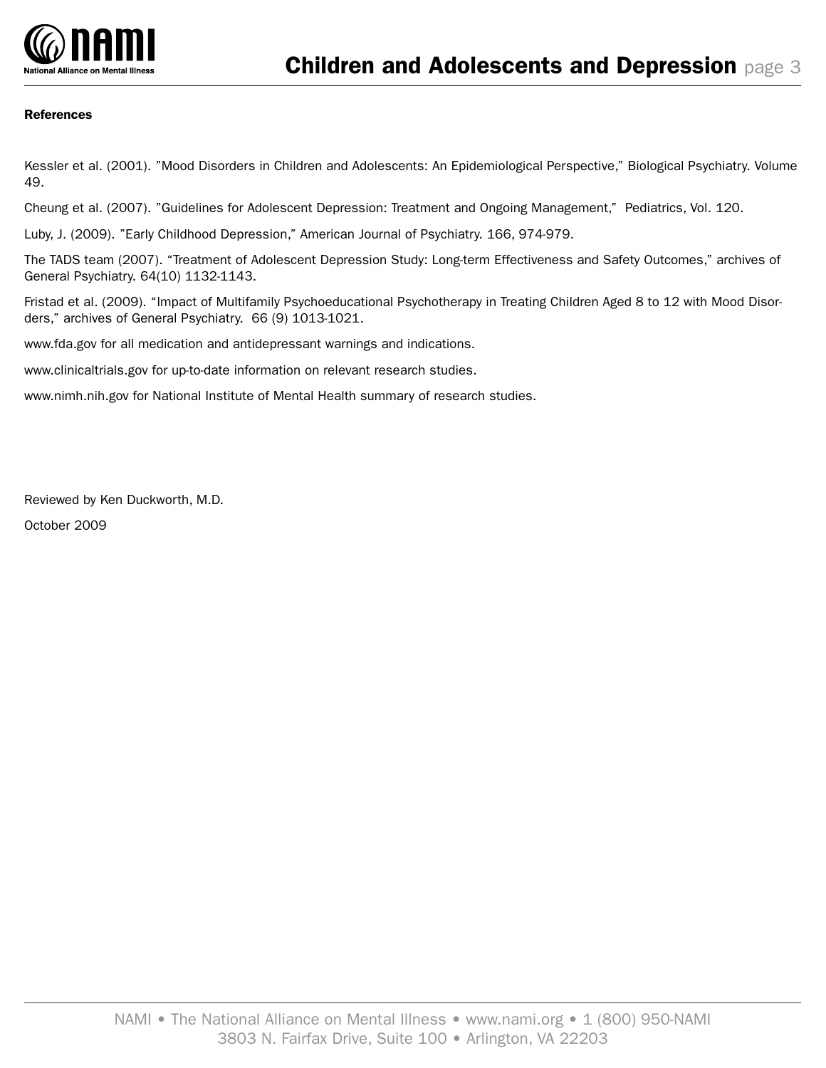**References**

Kessler et al. (2001). "Mood Disorders in Children and Adolescents: An Epidemiological Perspective," Biological Psychiatry. Volume 49.

Cheung et al. (2007). "Guidelines for Adolescent Depression: Treatment and Ongoing Management," Pediatrics, Vol. 120.

Luby, J. (2009). "Early Childhood Depression," American Journal of Psychiatry. 166, 974-979.

The TADS team (2007). "Treatment of Adolescent Depression Study: Long-term Effectiveness and Safety Outcomes," archives of General Psychiatry. 64(10) 1132-1143.

Fristad et al. (2009). "Impact of Multifamily Psychoeducational Psychotherapy in Treating Children Aged 8 to 12 with Mood Disorders," archives of General Psychiatry. 66 (9) 1013-1021.

www.fda.gov for all medication and antidepressant warnings and indications.

www.clinicaltrials.gov for up-to-date information on relevant research studies.

www.nimh.nih.gov for National Institute of Mental Health summary of research studies.

Reviewed by Ken Duckworth, M.D.

October 2009